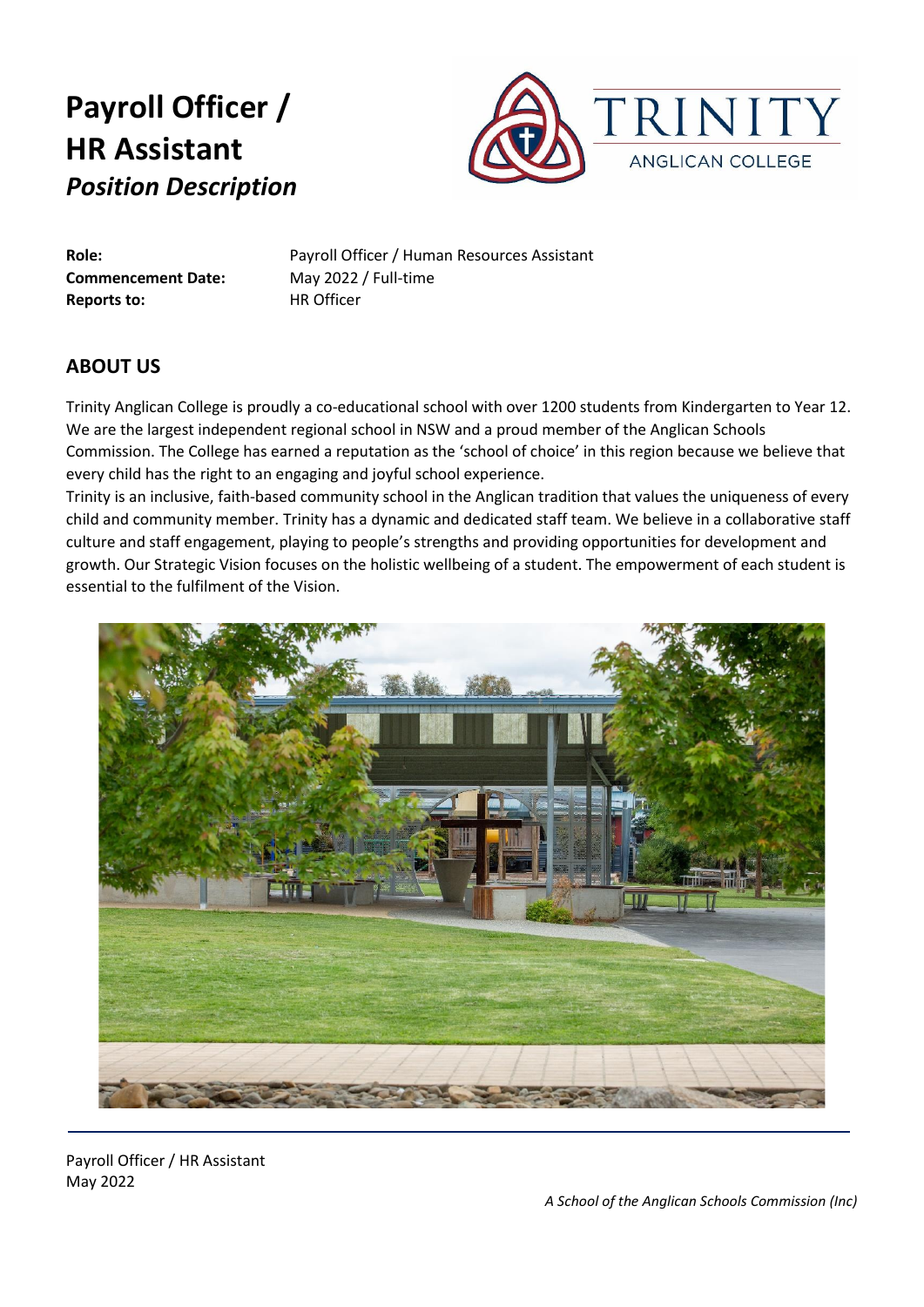# Payroll Officer / HR Assistant
## *Position Description*

TRINITY ANGLICAN COLLEGE

**Role:** Payroll Officer / Human Resources Assistant
**Commencement Date:** May 2022 / Full-time
**Reports to:** HR Officer

## ABOUT US

Trinity Anglican College is proudly a co-educational school with over 1200 students from Kindergarten to Year 12. We are the largest independent regional school in NSW and a proud member of the Anglican Schools Commission. The College has earned a reputation as the 'school of choice' in this region because we believe that every child has the right to an engaging and joyful school experience.

Trinity is an inclusive, faith-based community school in the Anglican tradition that values the uniqueness of every child and community member. Trinity has a dynamic and dedicated staff team. We believe in a collaborative staff culture and staff engagement, playing to people's strengths and providing opportunities for development and growth. Our Strategic Vision focuses on the holistic wellbeing of a student. The empowerment of each student is essential to the fulfilment of the Vision.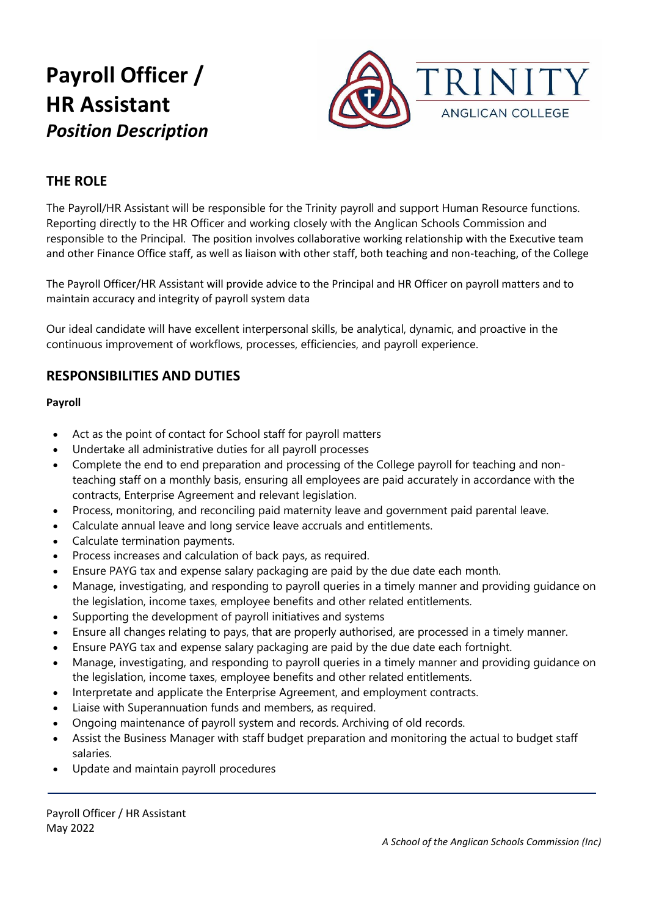# Payroll Officer / HR Assistant
## *Position Description*

## THE ROLE

The Payroll/HR Assistant will be responsible for the Trinity payroll and support Human Resource functions. Reporting directly to the HR Officer and working closely with the Anglican Schools Commission and responsible to the Principal. The position involves collaborative working relationship with the Executive team and other Finance Office staff, as well as liaison with other staff, both teaching and non-teaching, of the College

The Payroll Officer/HR Assistant will provide advice to the Principal and HR Officer on payroll matters and to maintain accuracy and integrity of payroll system data

Our ideal candidate will have excellent interpersonal skills, be analytical, dynamic, and proactive in the continuous improvement of workflows, processes, efficiencies, and payroll experience.

## RESPONSIBILITIES AND DUTIES

**Payroll**

- Act as the point of contact for School staff for payroll matters
- Undertake all administrative duties for all payroll processes
- Complete the end to end preparation and processing of the College payroll for teaching and non-teaching staff on a monthly basis, ensuring all employees are paid accurately in accordance with the contracts, Enterprise Agreement and relevant legislation.
- Process, monitoring, and reconciling paid maternity leave and government paid parental leave.
- Calculate annual leave and long service leave accruals and entitlements.
- Calculate termination payments.
- Process increases and calculation of back pays, as required.
- Ensure PAYG tax and expense salary packaging are paid by the due date each month.
- Manage, investigating, and responding to payroll queries in a timely manner and providing guidance on the legislation, income taxes, employee benefits and other related entitlements.
- Supporting the development of payroll initiatives and systems
- Ensure all changes relating to pays, that are properly authorised, are processed in a timely manner.
- Ensure PAYG tax and expense salary packaging are paid by the due date each fortnight.
- Manage, investigating, and responding to payroll queries in a timely manner and providing guidance on the legislation, income taxes, employee benefits and other related entitlements.
- Interpretate and applicate the Enterprise Agreement, and employment contracts.
- Liaise with Superannuation funds and members, as required.
- Ongoing maintenance of payroll system and records. Archiving of old records.
- Assist the Business Manager with staff budget preparation and monitoring the actual to budget staff salaries.
- Update and maintain payroll procedures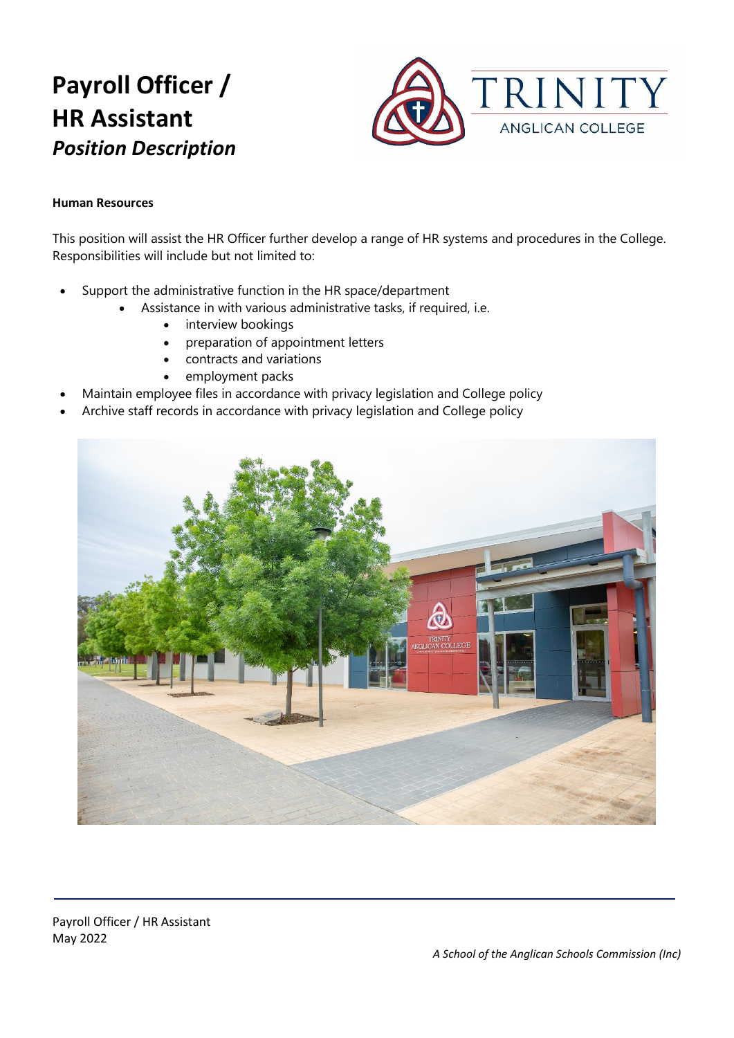# Payroll Officer / HR Assistant

## *Position Description*

**Human Resources**

This position will assist the HR Officer further develop a range of HR systems and procedures in the College. Responsibilities will include but not limited to:

- Support the administrative function in the HR space/department
  - Assistance in with various administrative tasks, if required, i.e.
    - interview bookings
    - preparation of appointment letters
    - contracts and variations
    - employment packs
- Maintain employee files in accordance with privacy legislation and College policy
- Archive staff records in accordance with privacy legislation and College policy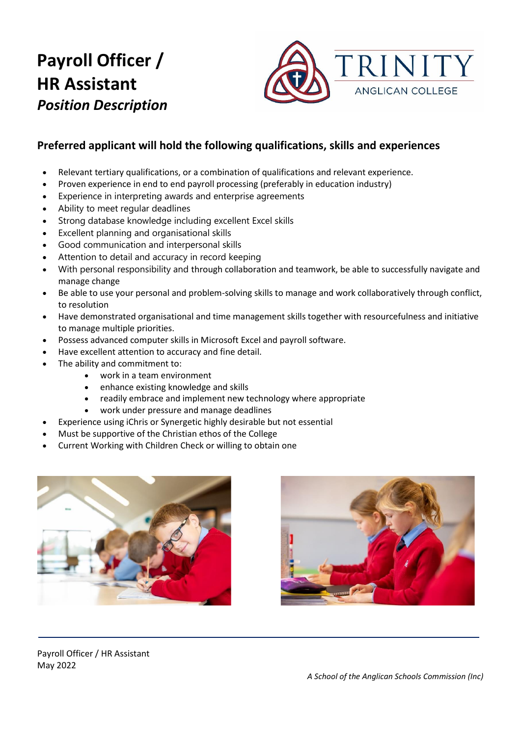# Payroll Officer / HR Assistant

*Position Description*

## Preferred applicant will hold the following qualifications, skills and experiences

- Relevant tertiary qualifications, or a combination of qualifications and relevant experience.
- Proven experience in end to end payroll processing (preferably in education industry)
- Experience in interpreting awards and enterprise agreements
- Ability to meet regular deadlines
- Strong database knowledge including excellent Excel skills
- Excellent planning and organisational skills
- Good communication and interpersonal skills
- Attention to detail and accuracy in record keeping
- With personal responsibility and through collaboration and teamwork, be able to successfully navigate and manage change
- Be able to use your personal and problem-solving skills to manage and work collaboratively through conflict, to resolution
- Have demonstrated organisational and time management skills together with resourcefulness and initiative to manage multiple priorities.
- Possess advanced computer skills in Microsoft Excel and payroll software.
- Have excellent attention to accuracy and fine detail.
- The ability and commitment to:
    - work in a team environment
    - enhance existing knowledge and skills
    - readily embrace and implement new technology where appropriate
    - work under pressure and manage deadlines
- Experience using iChris or Synergetic highly desirable but not essential
- Must be supportive of the Christian ethos of the College
- Current Working with Children Check or willing to obtain one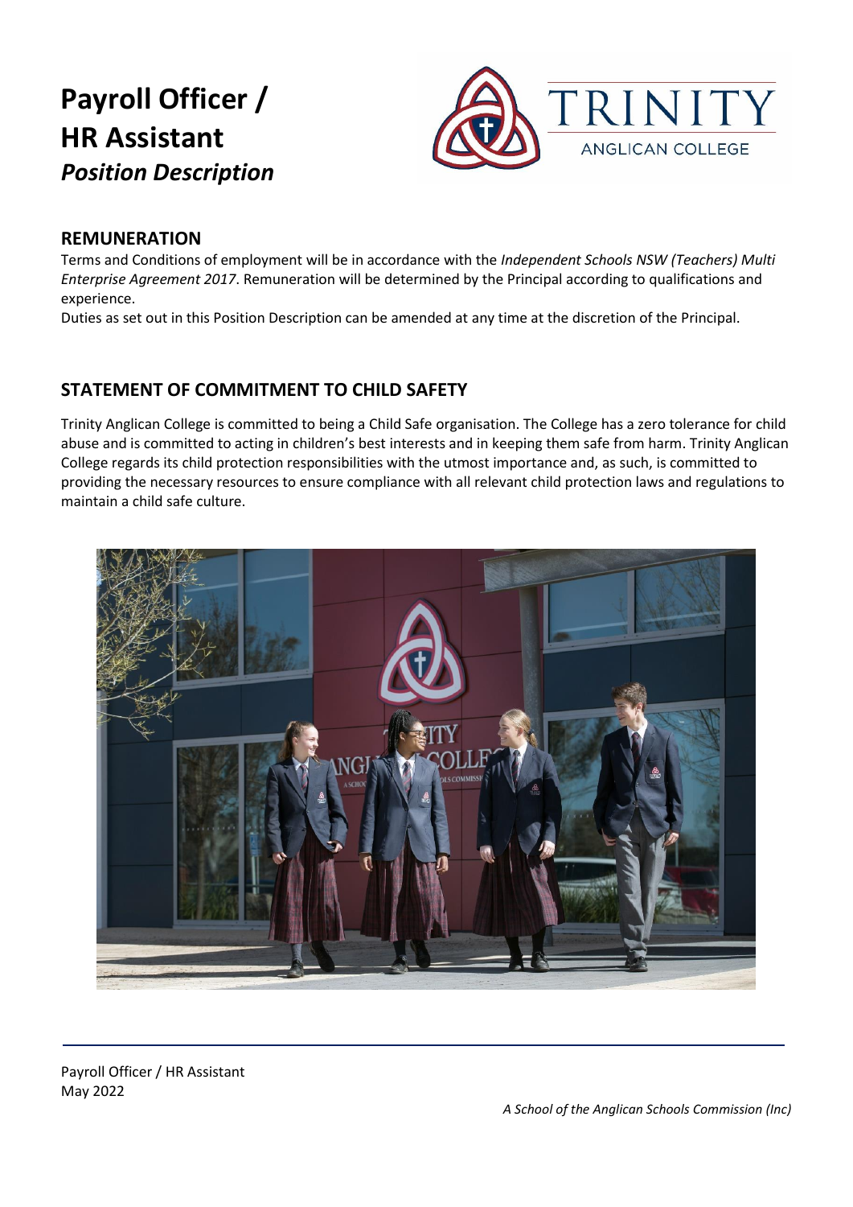# Payroll Officer / HR Assistant

## *Position Description*

## REMUNERATION

Terms and Conditions of employment will be in accordance with the *Independent Schools NSW (Teachers) Multi Enterprise Agreement 2017*. Remuneration will be determined by the Principal according to qualifications and experience.

Duties as set out in this Position Description can be amended at any time at the discretion of the Principal.

## STATEMENT OF COMMITMENT TO CHILD SAFETY

Trinity Anglican College is committed to being a Child Safe organisation. The College has a zero tolerance for child abuse and is committed to acting in children's best interests and in keeping them safe from harm. Trinity Anglican College regards its child protection responsibilities with the utmost importance and, as such, is committed to providing the necessary resources to ensure compliance with all relevant child protection laws and regulations to maintain a child safe culture.

Payroll Officer / HR Assistant
May 2022

*A School of the Anglican Schools Commission (Inc)*